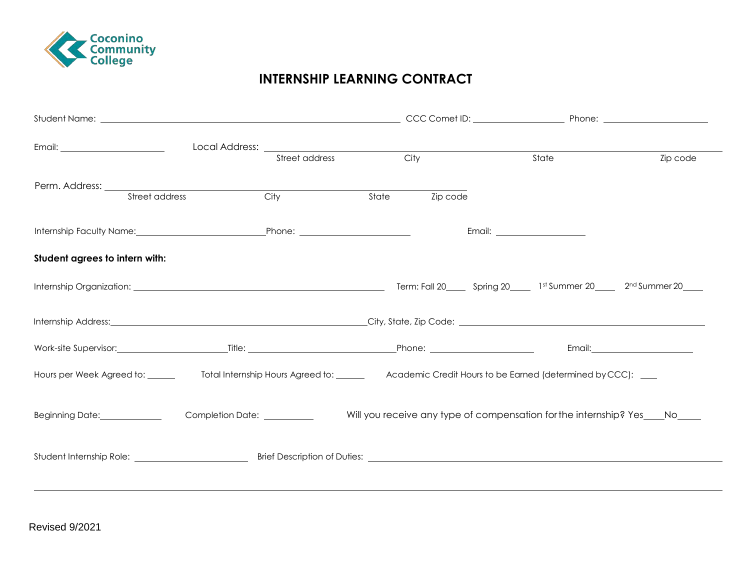Coconino Community College

# INTERNSHIP LEARNING CONTRACT

Student Name: ______________________________ CCC Comet ID: ______________ Phone: ________________

Email: ________________ Local Address: ____________________________________________________________
Street address City State Zip code

Perm. Address: ____________________________________________
Street address City State Zip code

Internship Faculty Name: ____________________ Phone: ________________ Email: ______________

**Student agrees to intern with:**

Internship Organization: ______________________________ Term: Fall 20____ Spring 20____ 1st Summer 20____ 2nd Summer 20____

Internship Address: ______________________________ City, State, Zip Code: ______________________________

Work-site Supervisor: ________________ Title: ____________________ Phone: ________________ Email: ________________

Hours per Week Agreed to: ______ Total Internship Hours Agreed to: ______ Academic Credit Hours to be Earned (determined by CCC): ___

Beginning Date: __________ Completion Date: __________ Will you receive any type of compensation for the internship? Yes____No_____

Student Internship Role: ________________ Brief Description of Duties: ______________________________________________

________________________________________________________________________________________________

Revised 9/2021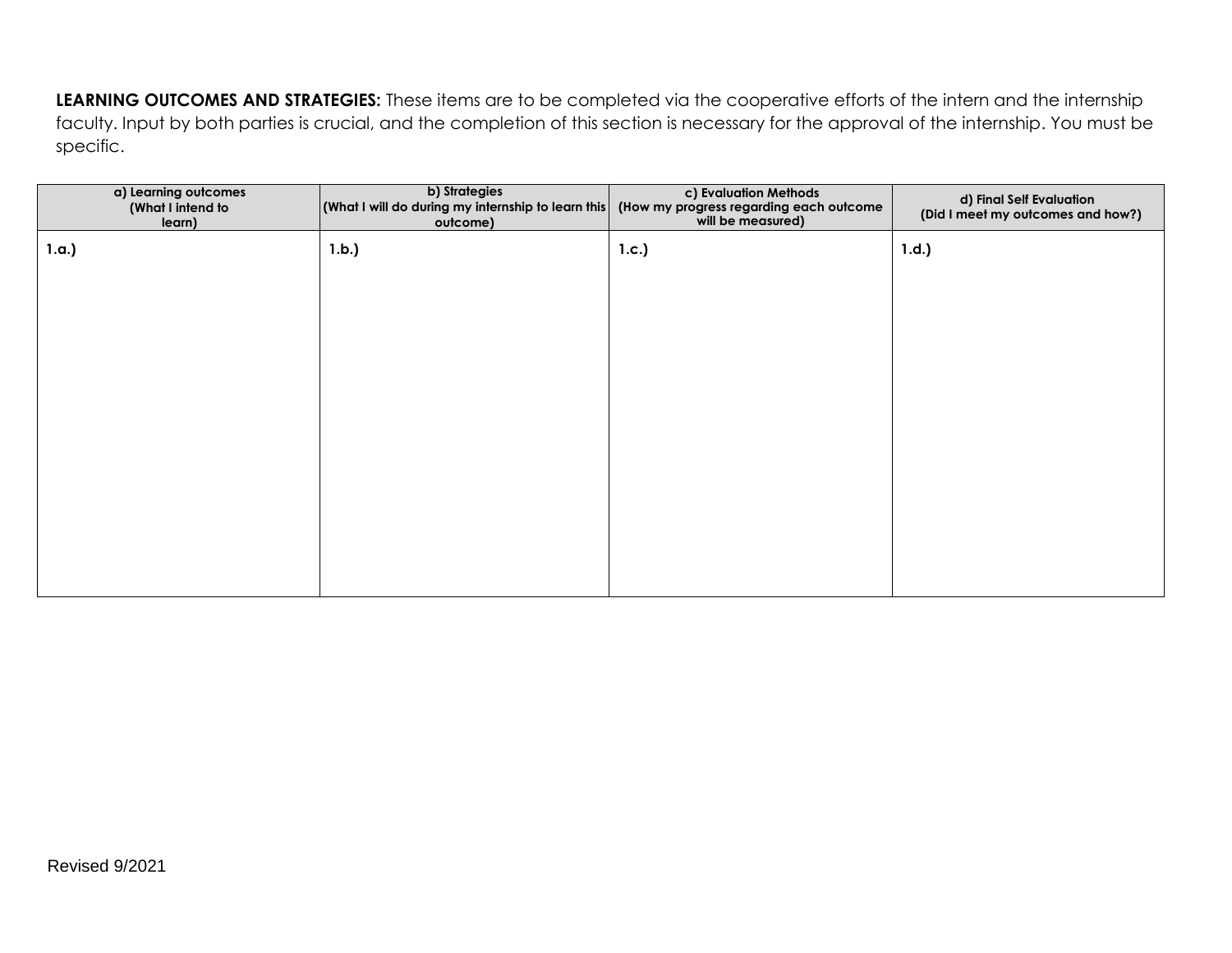**LEARNING OUTCOMES AND STRATEGIES:** These items are to be completed via the cooperative efforts of the intern and the internship faculty. Input by both parties is crucial, and the completion of this section is necessary for the approval of the internship. You must be specific.

| a) Learning outcomes (What I intend to learn) | b) Strategies (What I will do during my internship to learn this outcome) | c) Evaluation Methods (How my progress regarding each outcome will be measured) | d) Final Self Evaluation (Did I meet my outcomes and how?) |
|---|---|---|---|
| **1.a.)** | **1.b.)** | **1.c.)** | **1.d.)** |

Revised 9/2021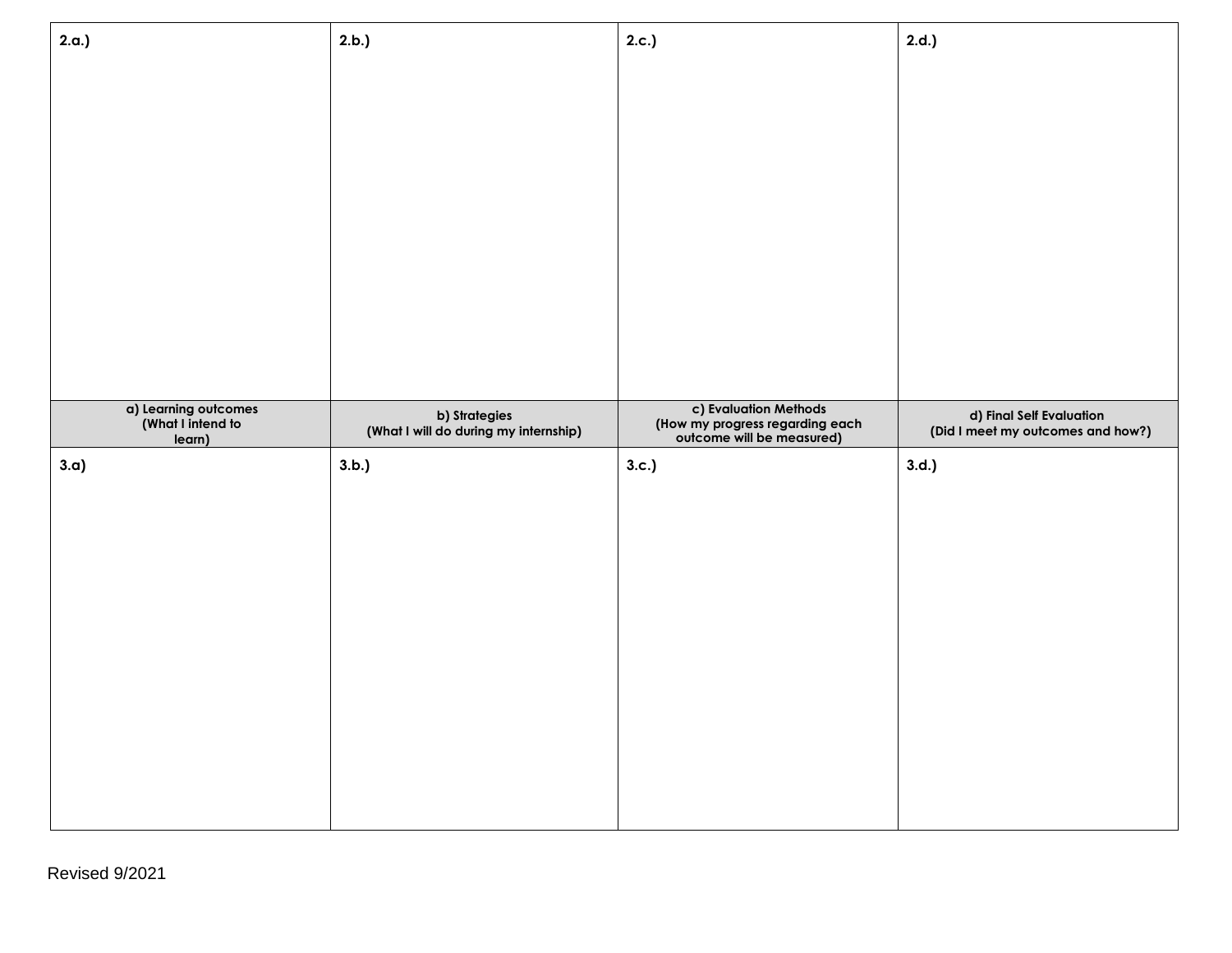| 2.a.) | 2.b.) | 2.c.) | 2.d.) |
|---|---|---|---|
| **a) Learning outcomes (What I intend to learn)** | **b) Strategies (What I will do during my internship)** | **c) Evaluation Methods (How my progress regarding each outcome will be measured)** | **d) Final Self Evaluation (Did I meet my outcomes and how?)** |
| 3.a) | 3.b.) | 3.c.) | 3.d.) |

Revised 9/2021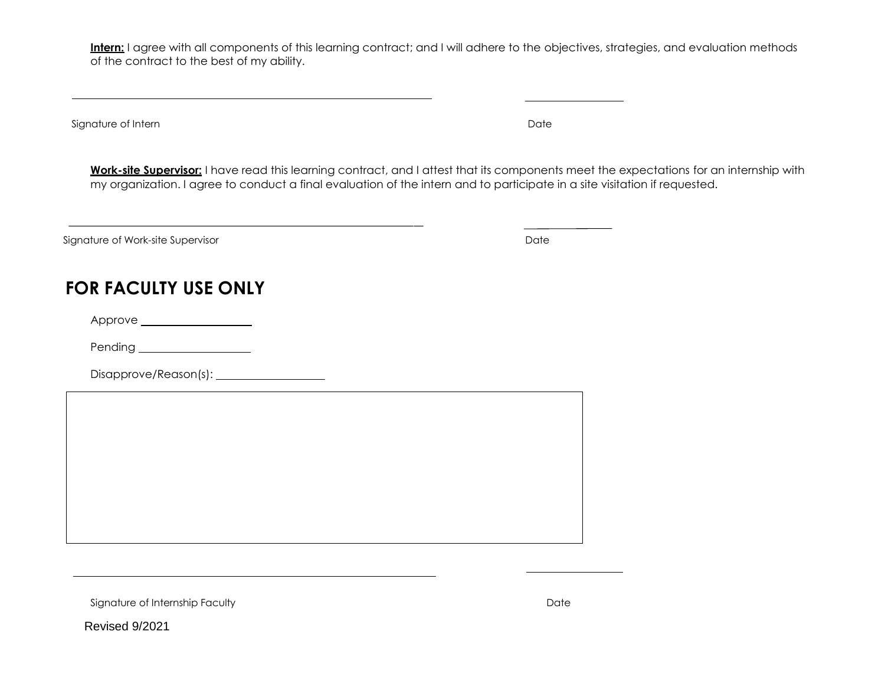**Intern:** I agree with all components of this learning contract; and I will adhere to the objectives, strategies, and evaluation methods of the contract to the best of my ability.

\_\_\_\_\_\_\_\_\_\_\_\_\_\_\_\_\_\_\_\_\_\_\_\_\_\_\_\_\_\_\_\_\_\_\_\_\_\_\_\_ \_\_\_\_\_\_\_\_\_\_\_\_\_\_\_\_

Signature of Intern Date

**Work-site Supervisor:** I have read this learning contract, and I attest that its components meet the expectations for an internship with my organization. I agree to conduct a final evaluation of the intern and to participate in a site visitation if requested.

\_\_\_\_\_\_\_\_\_\_\_\_\_\_\_\_\_\_\_\_\_\_\_\_\_\_\_\_\_\_\_\_\_\_\_\_\_\_\_\_ \_\_\_\_\_\_\_\_\_\_\_\_\_\_\_\_

Signature of Work-site Supervisor Date

## FOR FACULTY USE ONLY

Approve \_\_\_\_\_\_\_\_\_\_\_\_\_\_\_\_

Pending \_\_\_\_\_\_\_\_\_\_\_\_\_\_\_\_

Disapprove/Reason(s): \_\_\_\_\_\_\_\_\_\_\_\_\_\_\_\_

\_\_\_\_\_\_\_\_\_\_\_\_\_\_\_\_\_\_\_\_\_\_\_\_\_\_\_\_\_\_\_\_\_\_\_\_\_\_\_\_ \_\_\_\_\_\_\_\_\_\_\_\_\_\_\_\_

Signature of Internship Faculty Date

Revised 9/2021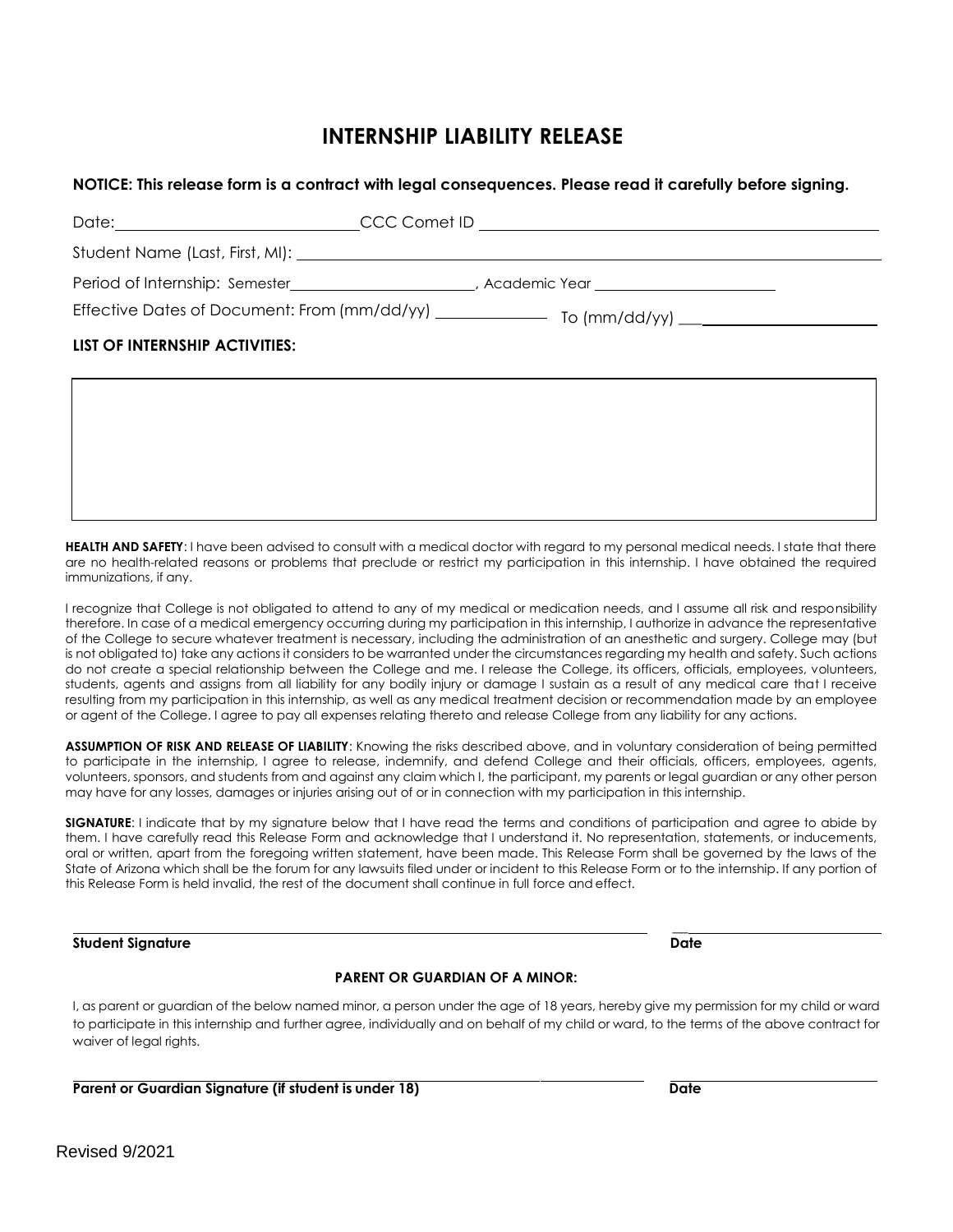# INTERNSHIP LIABILITY RELEASE

**NOTICE: This release form is a contract with legal consequences. Please read it carefully before signing.**

Date: ______________________ CCC Comet ID ______________________________________

Student Name (Last, First, MI): ____________________________________________________

Period of Internship: Semester ____________________, Academic Year ____________________

Effective Dates of Document: From (mm/dd/yy) ____________ To (mm/dd/yy) ____________________

**LIST OF INTERNSHIP ACTIVITIES:**

| |
|---|
| |

**HEALTH AND SAFETY**: I have been advised to consult with a medical doctor with regard to my personal medical needs. I state that there are no health-related reasons or problems that preclude or restrict my participation in this internship. I have obtained the required immunizations, if any.

I recognize that College is not obligated to attend to any of my medical or medication needs, and I assume all risk and responsibility therefore. In case of a medical emergency occurring during my participation in this internship, I authorize in advance the representative of the College to secure whatever treatment is necessary, including the administration of an anesthetic and surgery. College may (but is not obligated to) take any actions it considers to be warranted under the circumstances regarding my health and safety. Such actions do not create a special relationship between the College and me. I release the College, its officers, officials, employees, volunteers, students, agents and assigns from all liability for any bodily injury or damage I sustain as a result of any medical care that I receive resulting from my participation in this internship, as well as any medical treatment decision or recommendation made by an employee or agent of the College. I agree to pay all expenses relating thereto and release College from any liability for any actions.

**ASSUMPTION OF RISK AND RELEASE OF LIABILITY**: Knowing the risks described above, and in voluntary consideration of being permitted to participate in the internship, I agree to release, indemnify, and defend College and their officials, officers, employees, agents, volunteers, sponsors, and students from and against any claim which I, the participant, my parents or legal guardian or any other person may have for any losses, damages or injuries arising out of or in connection with my participation in this internship.

**SIGNATURE**: I indicate that by my signature below that I have read the terms and conditions of participation and agree to abide by them. I have carefully read this Release Form and acknowledge that I understand it. No representation, statements, or inducements, oral or written, apart from the foregoing written statement, have been made. This Release Form shall be governed by the laws of the State of Arizona which shall be the forum for any lawsuits filed under or incident to this Release Form or to the internship. If any portion of this Release Form is held invalid, the rest of the document shall continue in full force and effect.

_____________________________________________________________ ____________________

**Student Signature** **Date**

**PARENT OR GUARDIAN OF A MINOR:**

I, as parent or guardian of the below named minor, a person under the age of 18 years, hereby give my permission for my child or ward to participate in this internship and further agree, individually and on behalf of my child or ward, to the terms of the above contract for waiver of legal rights.

_____________________________________________________________ ____________________

**Parent or Guardian Signature (if student is under 18)** **Date**

Revised 9/2021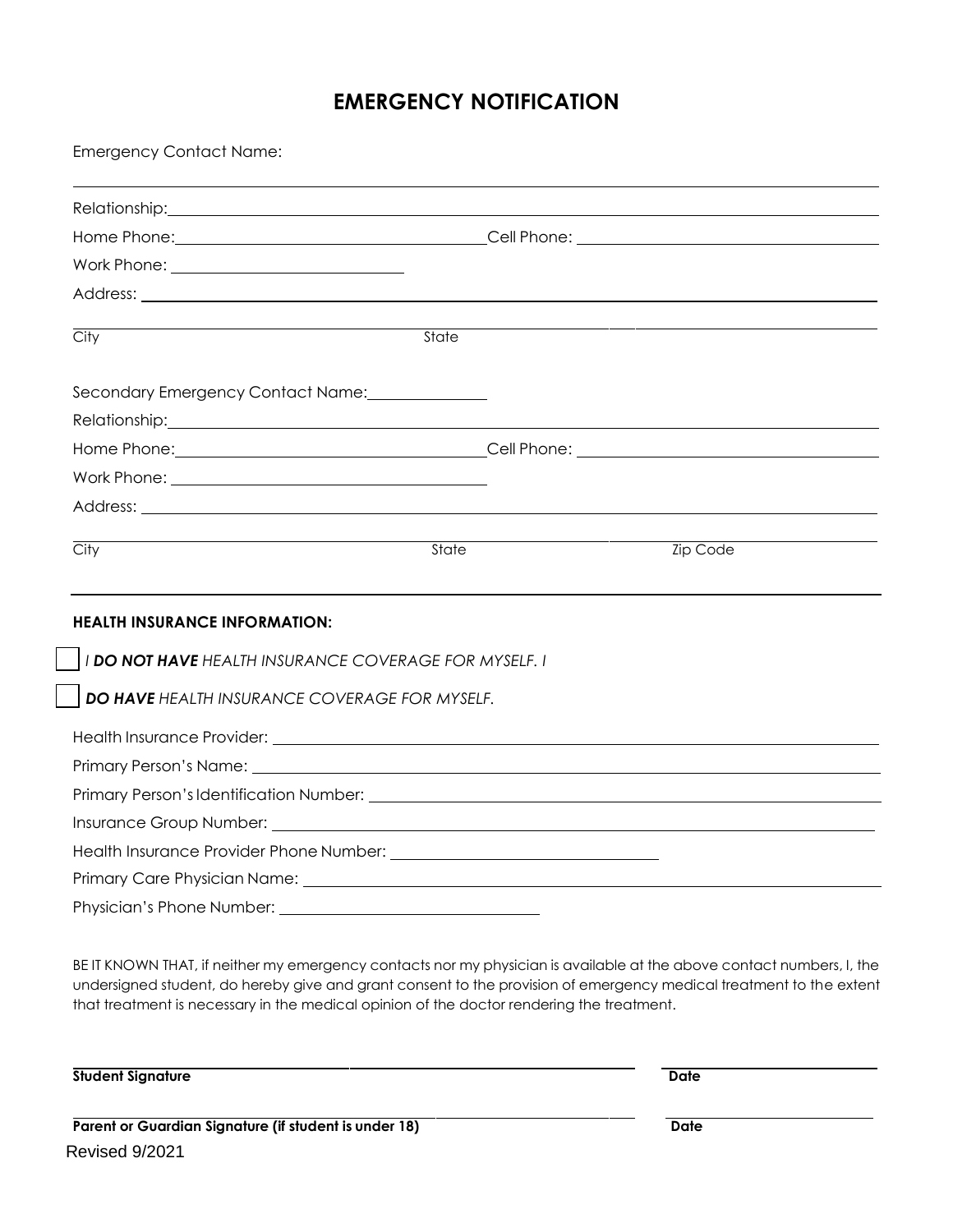# EMERGENCY NOTIFICATION

Emergency Contact Name:

Relationship:

Home Phone: Cell Phone:

Work Phone:

Address:

City State

Secondary Emergency Contact Name:

Relationship:

Home Phone: Cell Phone:

Work Phone:

Address:

City State Zip Code

**HEALTH INSURANCE INFORMATION:**

☐ *I **DO NOT HAVE** HEALTH INSURANCE COVERAGE FOR MYSELF. I*

☐ ***DO HAVE** HEALTH INSURANCE COVERAGE FOR MYSELF.*

Health Insurance Provider:

Primary Person's Name:

Primary Person's Identification Number:

Insurance Group Number:

Health Insurance Provider Phone Number:

Primary Care Physician Name:

Physician's Phone Number:

BE IT KNOWN THAT, if neither my emergency contacts nor my physician is available at the above contact numbers, I, the undersigned student, do hereby give and grant consent to the provision of emergency medical treatment to the extent that treatment is necessary in the medical opinion of the doctor rendering the treatment.

**Student Signature** **Date**

**Parent or Guardian Signature (if student is under 18)** **Date**

Revised 9/2021